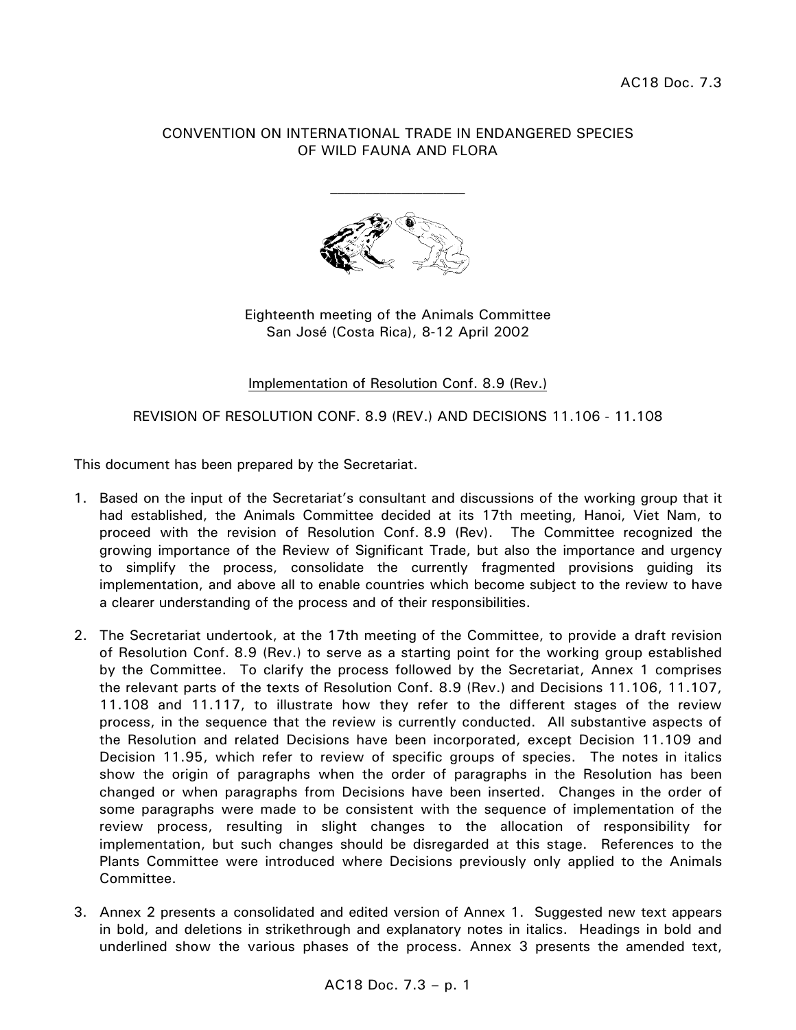AC18 Doc. 7.3

CONVENTION ON INTERNATIONAL TRADE IN ENDANGERED SPECIES OF WILD FAUNA AND FLORA

---

Eighteenth meeting of the Animals Committee
San José (Costa Rica), 8-12 April 2002

Implementation of Resolution Conf. 8.9 (Rev.)

REVISION OF RESOLUTION CONF. 8.9 (REV.) AND DECISIONS 11.106 - 11.108

This document has been prepared by the Secretariat.

1. Based on the input of the Secretariat's consultant and discussions of the working group that it had established, the Animals Committee decided at its 17th meeting, Hanoi, Viet Nam, to proceed with the revision of Resolution Conf. 8.9 (Rev). The Committee recognized the growing importance of the Review of Significant Trade, but also the importance and urgency to simplify the process, consolidate the currently fragmented provisions guiding its implementation, and above all to enable countries which become subject to the review to have a clearer understanding of the process and of their responsibilities.

2. The Secretariat undertook, at the 17th meeting of the Committee, to provide a draft revision of Resolution Conf. 8.9 (Rev.) to serve as a starting point for the working group established by the Committee. To clarify the process followed by the Secretariat, Annex 1 comprises the relevant parts of the texts of Resolution Conf. 8.9 (Rev.) and Decisions 11.106, 11.107, 11.108 and 11.117, to illustrate how they refer to the different stages of the review process, in the sequence that the review is currently conducted. All substantive aspects of the Resolution and related Decisions have been incorporated, except Decision 11.109 and Decision 11.95, which refer to review of specific groups of species. The notes in italics show the origin of paragraphs when the order of paragraphs in the Resolution has been changed or when paragraphs from Decisions have been inserted. Changes in the order of some paragraphs were made to be consistent with the sequence of implementation of the review process, resulting in slight changes to the allocation of responsibility for implementation, but such changes should be disregarded at this stage. References to the Plants Committee were introduced where Decisions previously only applied to the Animals Committee.

3. Annex 2 presents a consolidated and edited version of Annex 1. Suggested new text appears in bold, and deletions in strikethrough and explanatory notes in italics. Headings in bold and underlined show the various phases of the process. Annex 3 presents the amended text,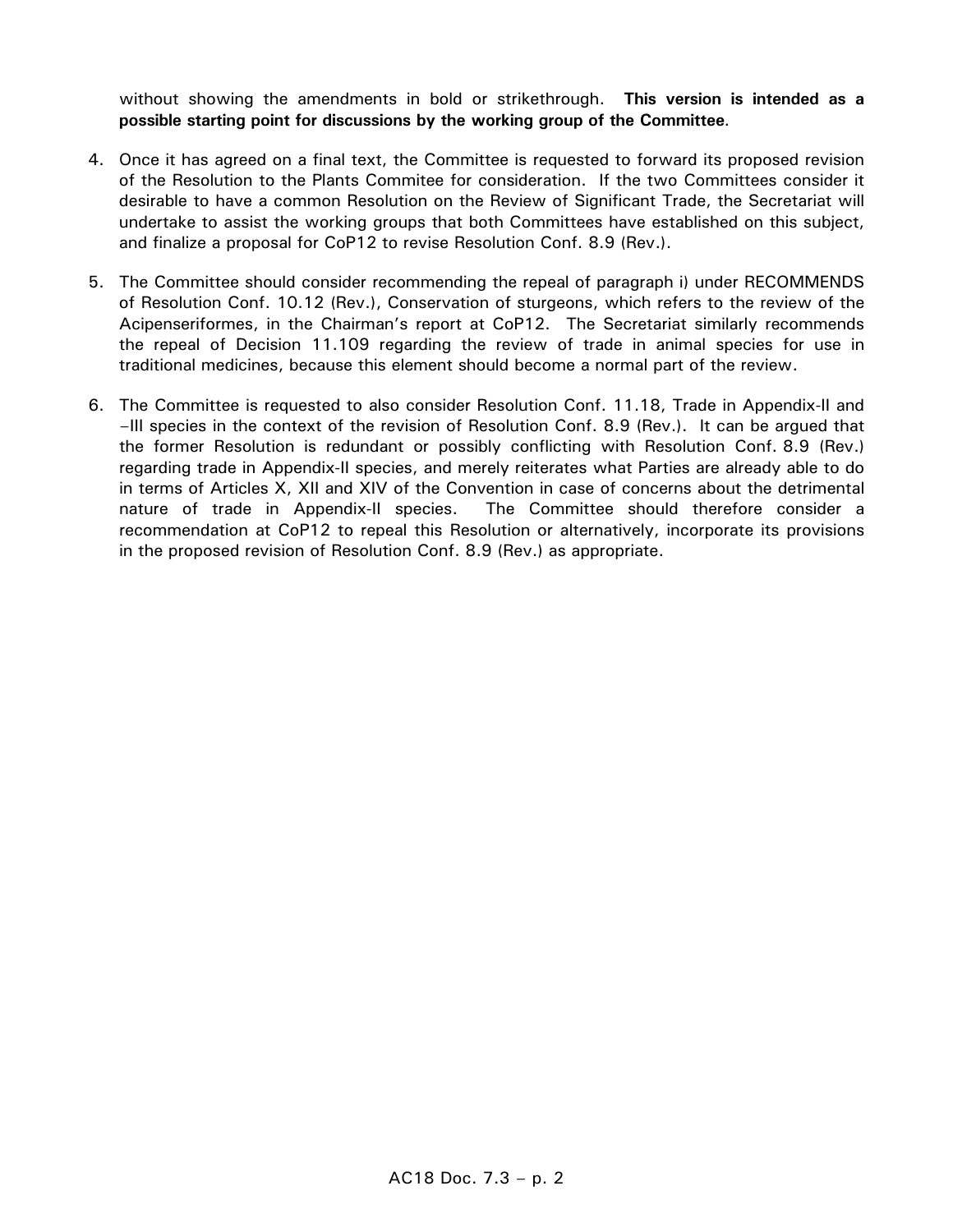without showing the amendments in bold or strikethrough. **This version is intended as a possible starting point for discussions by the working group of the Committee**.

4. Once it has agreed on a final text, the Committee is requested to forward its proposed revision of the Resolution to the Plants Commitee for consideration. If the two Committees consider it desirable to have a common Resolution on the Review of Significant Trade, the Secretariat will undertake to assist the working groups that both Committees have established on this subject, and finalize a proposal for CoP12 to revise Resolution Conf. 8.9 (Rev.).

5. The Committee should consider recommending the repeal of paragraph i) under RECOMMENDS of Resolution Conf. 10.12 (Rev.), Conservation of sturgeons, which refers to the review of the Acipenseriformes, in the Chairman's report at CoP12. The Secretariat similarly recommends the repeal of Decision 11.109 regarding the review of trade in animal species for use in traditional medicines, because this element should become a normal part of the review.

6. The Committee is requested to also consider Resolution Conf. 11.18, Trade in Appendix-II and –III species in the context of the revision of Resolution Conf. 8.9 (Rev.). It can be argued that the former Resolution is redundant or possibly conflicting with Resolution Conf. 8.9 (Rev.) regarding trade in Appendix-II species, and merely reiterates what Parties are already able to do in terms of Articles X, XII and XIV of the Convention in case of concerns about the detrimental nature of trade in Appendix-II species. The Committee should therefore consider a recommendation at CoP12 to repeal this Resolution or alternatively, incorporate its provisions in the proposed revision of Resolution Conf. 8.9 (Rev.) as appropriate.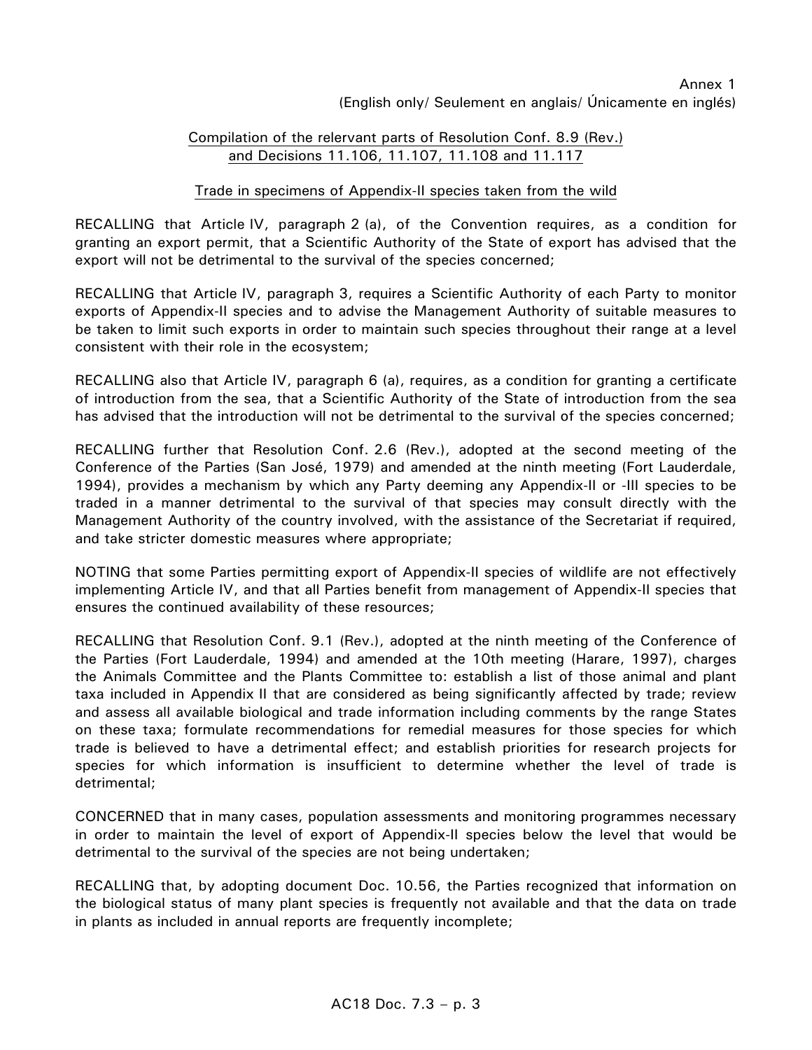Annex 1
(English only/ Seulement en anglais/ Únicamente en inglés)

Compilation of the relervant parts of Resolution Conf. 8.9 (Rev.) and Decisions 11.106, 11.107, 11.108 and 11.117

Trade in specimens of Appendix-II species taken from the wild

RECALLING that Article IV, paragraph 2 (a), of the Convention requires, as a condition for granting an export permit, that a Scientific Authority of the State of export has advised that the export will not be detrimental to the survival of the species concerned;

RECALLING that Article IV, paragraph 3, requires a Scientific Authority of each Party to monitor exports of Appendix-II species and to advise the Management Authority of suitable measures to be taken to limit such exports in order to maintain such species throughout their range at a level consistent with their role in the ecosystem;

RECALLING also that Article IV, paragraph 6 (a), requires, as a condition for granting a certificate of introduction from the sea, that a Scientific Authority of the State of introduction from the sea has advised that the introduction will not be detrimental to the survival of the species concerned;

RECALLING further that Resolution Conf. 2.6 (Rev.), adopted at the second meeting of the Conference of the Parties (San José, 1979) and amended at the ninth meeting (Fort Lauderdale, 1994), provides a mechanism by which any Party deeming any Appendix-II or -III species to be traded in a manner detrimental to the survival of that species may consult directly with the Management Authority of the country involved, with the assistance of the Secretariat if required, and take stricter domestic measures where appropriate;

NOTING that some Parties permitting export of Appendix-II species of wildlife are not effectively implementing Article IV, and that all Parties benefit from management of Appendix-II species that ensures the continued availability of these resources;

RECALLING that Resolution Conf. 9.1 (Rev.), adopted at the ninth meeting of the Conference of the Parties (Fort Lauderdale, 1994) and amended at the 10th meeting (Harare, 1997), charges the Animals Committee and the Plants Committee to: establish a list of those animal and plant taxa included in Appendix II that are considered as being significantly affected by trade; review and assess all available biological and trade information including comments by the range States on these taxa; formulate recommendations for remedial measures for those species for which trade is believed to have a detrimental effect; and establish priorities for research projects for species for which information is insufficient to determine whether the level of trade is detrimental;

CONCERNED that in many cases, population assessments and monitoring programmes necessary in order to maintain the level of export of Appendix-II species below the level that would be detrimental to the survival of the species are not being undertaken;

RECALLING that, by adopting document Doc. 10.56, the Parties recognized that information on the biological status of many plant species is frequently not available and that the data on trade in plants as included in annual reports are frequently incomplete;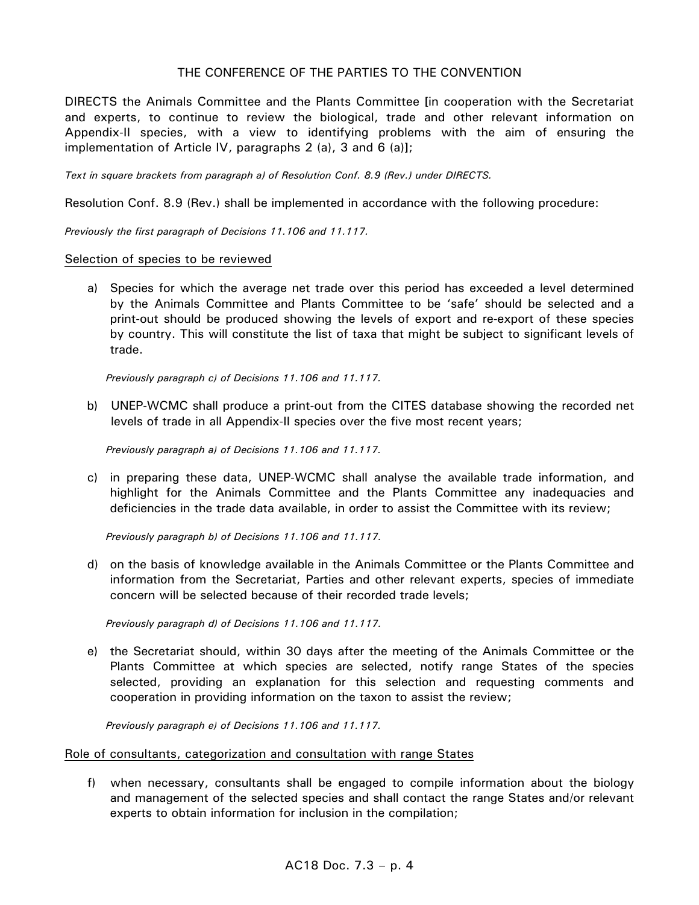THE CONFERENCE OF THE PARTIES TO THE CONVENTION

DIRECTS the Animals Committee and the Plants Committee [in cooperation with the Secretariat and experts, to continue to review the biological, trade and other relevant information on Appendix-II species, with a view to identifying problems with the aim of ensuring the implementation of Article IV, paragraphs 2 (a), 3 and 6 (a)];

*Text in square brackets from paragraph a) of Resolution Conf. 8.9 (Rev.) under DIRECTS.*

Resolution Conf. 8.9 (Rev.) shall be implemented in accordance with the following procedure:

*Previously the first paragraph of Decisions 11.106 and 11.117.*

<u>Selection of species to be reviewed</u>

a) Species for which the average net trade over this period has exceeded a level determined by the Animals Committee and Plants Committee to be 'safe' should be selected and a print-out should be produced showing the levels of export and re-export of these species by country. This will constitute the list of taxa that might be subject to significant levels of trade.

   *Previously paragraph c) of Decisions 11.106 and 11.117.*

b) UNEP-WCMC shall produce a print-out from the CITES database showing the recorded net levels of trade in all Appendix-II species over the five most recent years;

   *Previously paragraph a) of Decisions 11.106 and 11.117.*

c) in preparing these data, UNEP-WCMC shall analyse the available trade information, and highlight for the Animals Committee and the Plants Committee any inadequacies and deficiencies in the trade data available, in order to assist the Committee with its review;

   *Previously paragraph b) of Decisions 11.106 and 11.117.*

d) on the basis of knowledge available in the Animals Committee or the Plants Committee and information from the Secretariat, Parties and other relevant experts, species of immediate concern will be selected because of their recorded trade levels;

   *Previously paragraph d) of Decisions 11.106 and 11.117.*

e) the Secretariat should, within 30 days after the meeting of the Animals Committee or the Plants Committee at which species are selected, notify range States of the species selected, providing an explanation for this selection and requesting comments and cooperation in providing information on the taxon to assist the review;

   *Previously paragraph e) of Decisions 11.106 and 11.117.*

<u>Role of consultants, categorization and consultation with range States</u>

f) when necessary, consultants shall be engaged to compile information about the biology and management of the selected species and shall contact the range States and/or relevant experts to obtain information for inclusion in the compilation;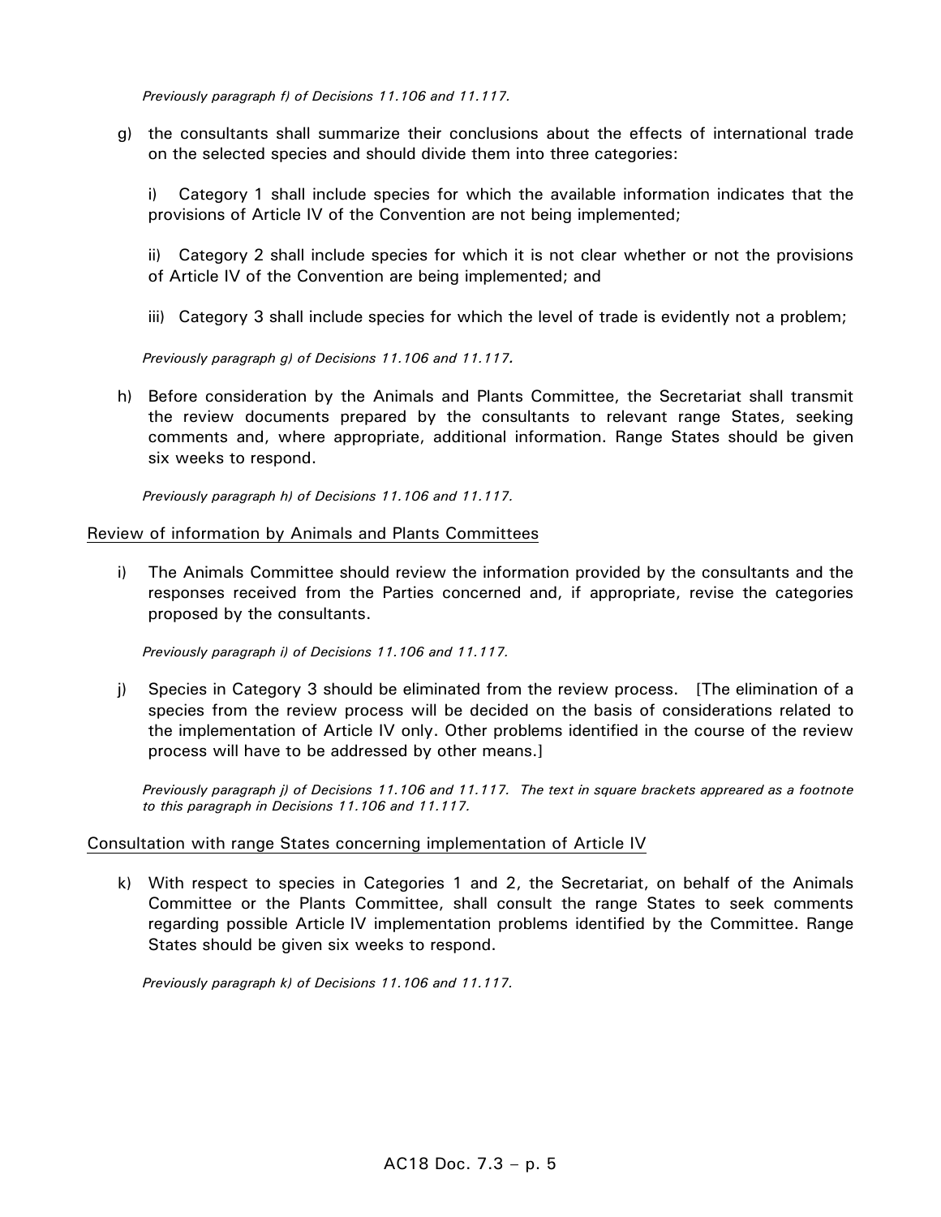*Previously paragraph f) of Decisions 11.106 and 11.117.*

g) the consultants shall summarize their conclusions about the effects of international trade on the selected species and should divide them into three categories:

i) Category 1 shall include species for which the available information indicates that the provisions of Article IV of the Convention are not being implemented;

ii) Category 2 shall include species for which it is not clear whether or not the provisions of Article IV of the Convention are being implemented; and

iii) Category 3 shall include species for which the level of trade is evidently not a problem;

*Previously paragraph g) of Decisions 11.106 and 11.117.*

h) Before consideration by the Animals and Plants Committee, the Secretariat shall transmit the review documents prepared by the consultants to relevant range States, seeking comments and, where appropriate, additional information. Range States should be given six weeks to respond.

*Previously paragraph h) of Decisions 11.106 and 11.117.*

<u>Review of information by Animals and Plants Committees</u>

i) The Animals Committee should review the information provided by the consultants and the responses received from the Parties concerned and, if appropriate, revise the categories proposed by the consultants.

*Previously paragraph i) of Decisions 11.106 and 11.117.*

j) Species in Category 3 should be eliminated from the review process. [The elimination of a species from the review process will be decided on the basis of considerations related to the implementation of Article IV only. Other problems identified in the course of the review process will have to be addressed by other means.]

*Previously paragraph j) of Decisions 11.106 and 11.117. The text in square brackets appreared as a footnote to this paragraph in Decisions 11.106 and 11.117.*

<u>Consultation with range States concerning implementation of Article IV</u>

k) With respect to species in Categories 1 and 2, the Secretariat, on behalf of the Animals Committee or the Plants Committee, shall consult the range States to seek comments regarding possible Article IV implementation problems identified by the Committee. Range States should be given six weeks to respond.

*Previously paragraph k) of Decisions 11.106 and 11.117.*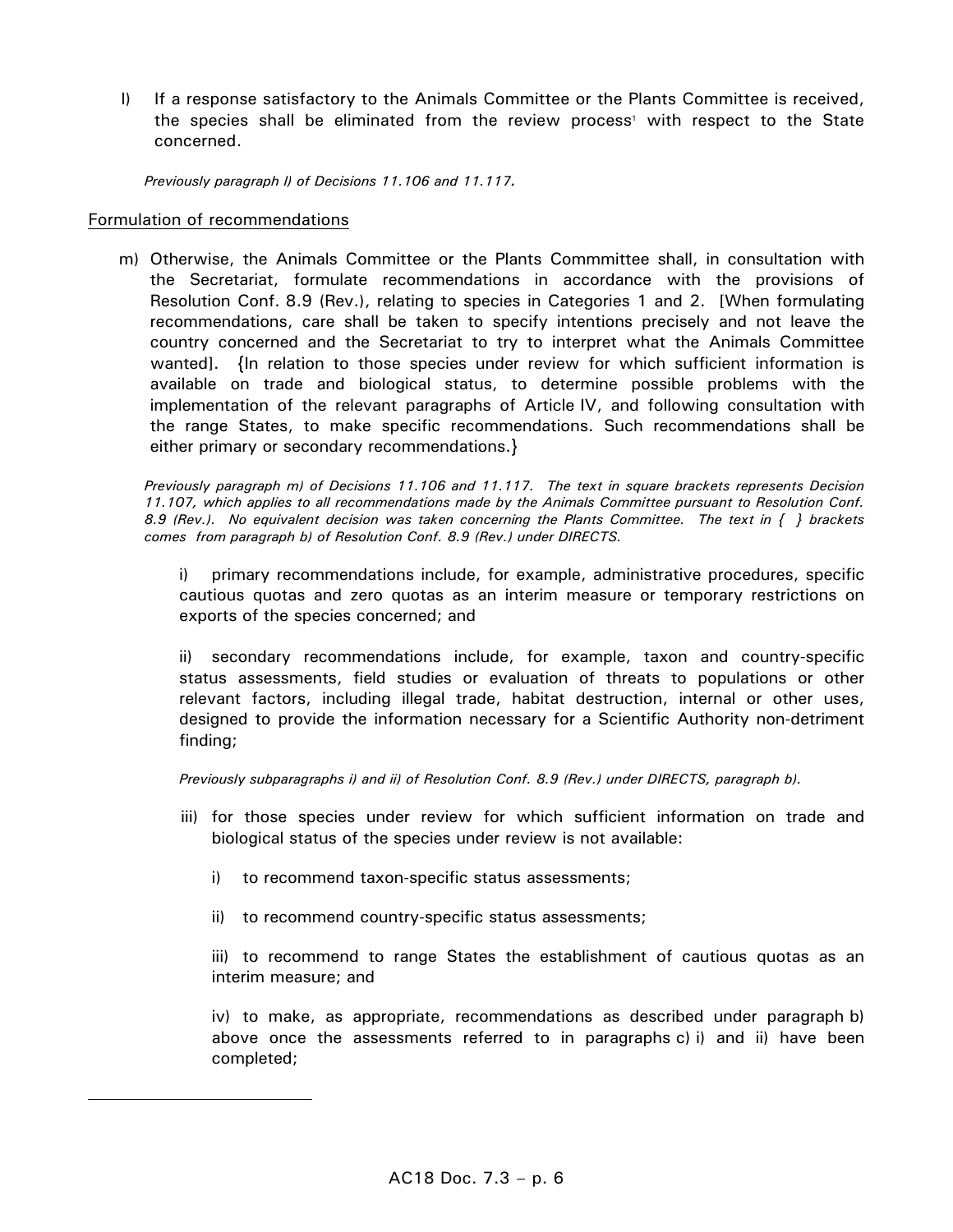l) If a response satisfactory to the Animals Committee or the Plants Committee is received, the species shall be eliminated from the review process[1] with respect to the State concerned.

*Previously paragraph l) of Decisions 11.106 and 11.117.*

<u>Formulation of recommendations</u>

m) Otherwise, the Animals Committee or the Plants Commmittee shall, in consultation with the Secretariat, formulate recommendations in accordance with the provisions of Resolution Conf. 8.9 (Rev.), relating to species in Categories 1 and 2. [When formulating recommendations, care shall be taken to specify intentions precisely and not leave the country concerned and the Secretariat to try to interpret what the Animals Committee wanted]. {In relation to those species under review for which sufficient information is available on trade and biological status, to determine possible problems with the implementation of the relevant paragraphs of Article IV, and following consultation with the range States, to make specific recommendations. Such recommendations shall be either primary or secondary recommendations.}

*Previously paragraph m) of Decisions 11.106 and 11.117. The text in square brackets represents Decision 11.107, which applies to all recommendations made by the Animals Committee pursuant to Resolution Conf. 8.9 (Rev.). No equivalent decision was taken concerning the Plants Committee. The text in { } brackets comes from paragraph b) of Resolution Conf. 8.9 (Rev.) under DIRECTS.*

i) primary recommendations include, for example, administrative procedures, specific cautious quotas and zero quotas as an interim measure or temporary restrictions on exports of the species concerned; and

ii) secondary recommendations include, for example, taxon and country-specific status assessments, field studies or evaluation of threats to populations or other relevant factors, including illegal trade, habitat destruction, internal or other uses, designed to provide the information necessary for a Scientific Authority non-detriment finding;

*Previously subparagraphs i) and ii) of Resolution Conf. 8.9 (Rev.) under DIRECTS, paragraph b).*

iii) for those species under review for which sufficient information on trade and biological status of the species under review is not available:

i) to recommend taxon-specific status assessments;

ii) to recommend country-specific status assessments;

iii) to recommend to range States the establishment of cautious quotas as an interim measure; and

iv) to make, as appropriate, recommendations as described under paragraph b) above once the assessments referred to in paragraphs c) i) and ii) have been completed;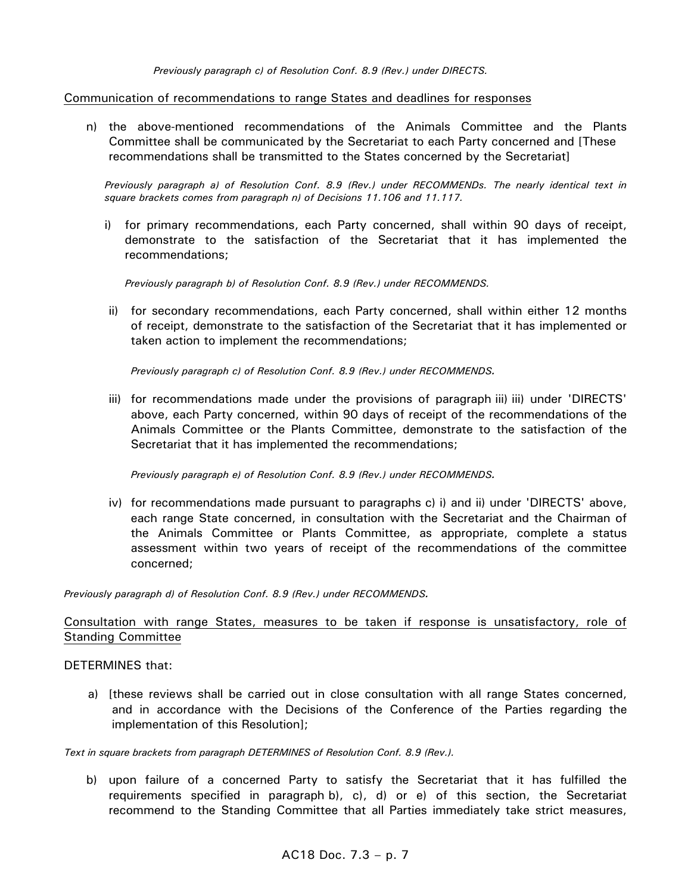*Previously paragraph c) of Resolution Conf. 8.9 (Rev.) under DIRECTS.*

Communication of recommendations to range States and deadlines for responses

n) the above-mentioned recommendations of the Animals Committee and the Plants Committee shall be communicated by the Secretariat to each Party concerned and [These recommendations shall be transmitted to the States concerned by the Secretariat]

*Previously paragraph a) of Resolution Conf. 8.9 (Rev.) under RECOMMENDs. The nearly identical text in square brackets comes from paragraph n) of Decisions 11.106 and 11.117.*

i) for primary recommendations, each Party concerned, shall within 90 days of receipt, demonstrate to the satisfaction of the Secretariat that it has implemented the recommendations;

*Previously paragraph b) of Resolution Conf. 8.9 (Rev.) under RECOMMENDS.*

ii) for secondary recommendations, each Party concerned, shall within either 12 months of receipt, demonstrate to the satisfaction of the Secretariat that it has implemented or taken action to implement the recommendations;

*Previously paragraph c) of Resolution Conf. 8.9 (Rev.) under RECOMMENDS.*

iii) for recommendations made under the provisions of paragraph iii) iii) under 'DIRECTS' above, each Party concerned, within 90 days of receipt of the recommendations of the Animals Committee or the Plants Committee, demonstrate to the satisfaction of the Secretariat that it has implemented the recommendations;

*Previously paragraph e) of Resolution Conf. 8.9 (Rev.) under RECOMMENDS.*

iv) for recommendations made pursuant to paragraphs c) i) and ii) under 'DIRECTS' above, each range State concerned, in consultation with the Secretariat and the Chairman of the Animals Committee or Plants Committee, as appropriate, complete a status assessment within two years of receipt of the recommendations of the committee concerned;

*Previously paragraph d) of Resolution Conf. 8.9 (Rev.) under RECOMMENDS.*

Consultation with range States, measures to be taken if response is unsatisfactory, role of Standing Committee

DETERMINES that:

a) [these reviews shall be carried out in close consultation with all range States concerned, and in accordance with the Decisions of the Conference of the Parties regarding the implementation of this Resolution];

*Text in square brackets from paragraph DETERMINES of Resolution Conf. 8.9 (Rev.).*

b) upon failure of a concerned Party to satisfy the Secretariat that it has fulfilled the requirements specified in paragraph b), c), d) or e) of this section, the Secretariat recommend to the Standing Committee that all Parties immediately take strict measures,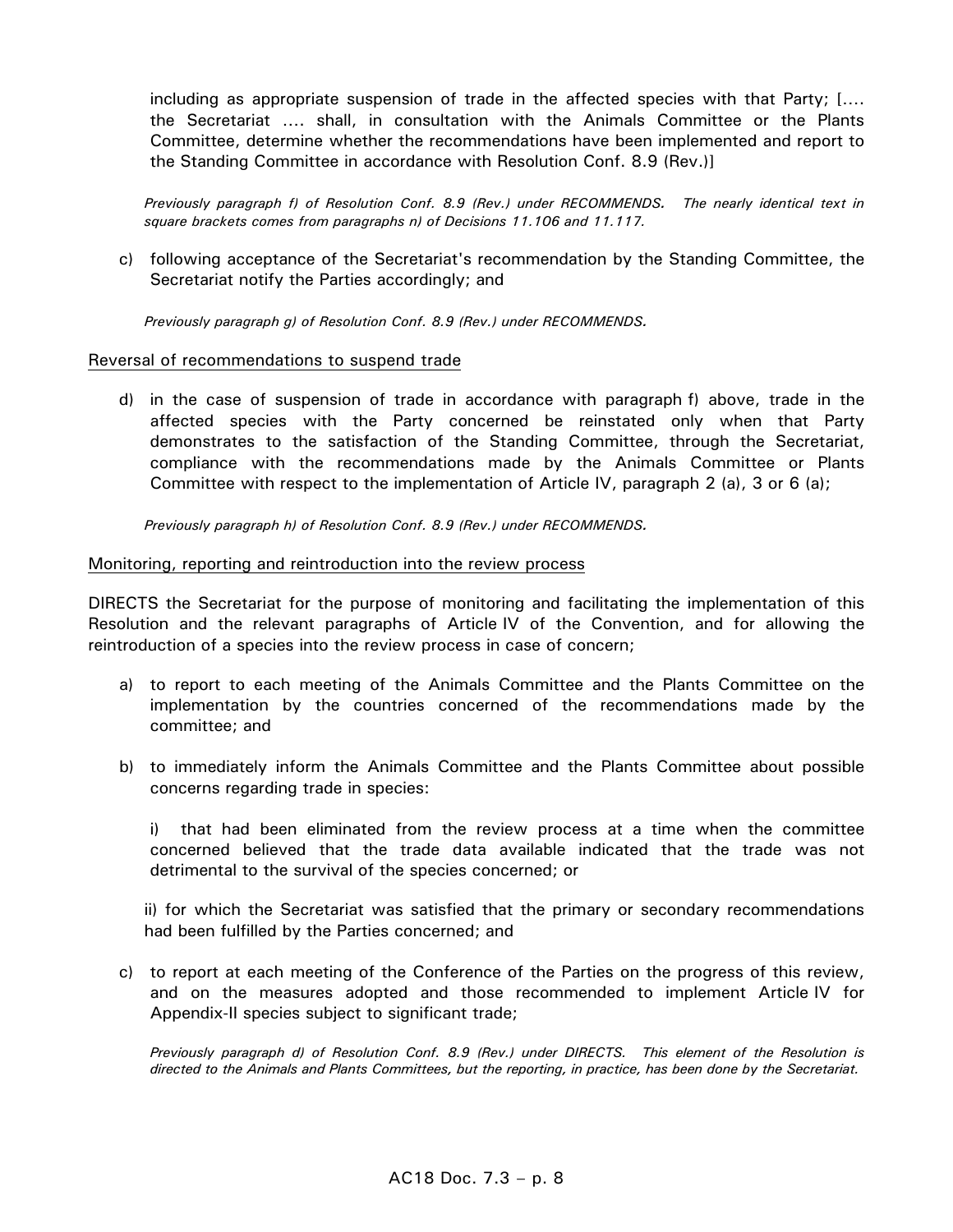including as appropriate suspension of trade in the affected species with that Party; [.... the Secretariat .... shall, in consultation with the Animals Committee or the Plants Committee, determine whether the recommendations have been implemented and report to the Standing Committee in accordance with Resolution Conf. 8.9 (Rev.)]

*Previously paragraph f) of Resolution Conf. 8.9 (Rev.) under RECOMMENDS. The nearly identical text in square brackets comes from paragraphs n) of Decisions 11.106 and 11.117.*

c) following acceptance of the Secretariat's recommendation by the Standing Committee, the Secretariat notify the Parties accordingly; and

*Previously paragraph g) of Resolution Conf. 8.9 (Rev.) under RECOMMENDS.*

<u>Reversal of recommendations to suspend trade</u>

d) in the case of suspension of trade in accordance with paragraph f) above, trade in the affected species with the Party concerned be reinstated only when that Party demonstrates to the satisfaction of the Standing Committee, through the Secretariat, compliance with the recommendations made by the Animals Committee or Plants Committee with respect to the implementation of Article IV, paragraph 2 (a), 3 or 6 (a);

*Previously paragraph h) of Resolution Conf. 8.9 (Rev.) under RECOMMENDS.*

<u>Monitoring, reporting and reintroduction into the review process</u>

DIRECTS the Secretariat for the purpose of monitoring and facilitating the implementation of this Resolution and the relevant paragraphs of Article IV of the Convention, and for allowing the reintroduction of a species into the review process in case of concern;

a) to report to each meeting of the Animals Committee and the Plants Committee on the implementation by the countries concerned of the recommendations made by the committee; and

b) to immediately inform the Animals Committee and the Plants Committee about possible concerns regarding trade in species:

   i) that had been eliminated from the review process at a time when the committee concerned believed that the trade data available indicated that the trade was not detrimental to the survival of the species concerned; or

   ii) for which the Secretariat was satisfied that the primary or secondary recommendations had been fulfilled by the Parties concerned; and

c) to report at each meeting of the Conference of the Parties on the progress of this review, and on the measures adopted and those recommended to implement Article IV for Appendix-II species subject to significant trade;

*Previously paragraph d) of Resolution Conf. 8.9 (Rev.) under DIRECTS. This element of the Resolution is directed to the Animals and Plants Committees, but the reporting, in practice, has been done by the Secretariat.*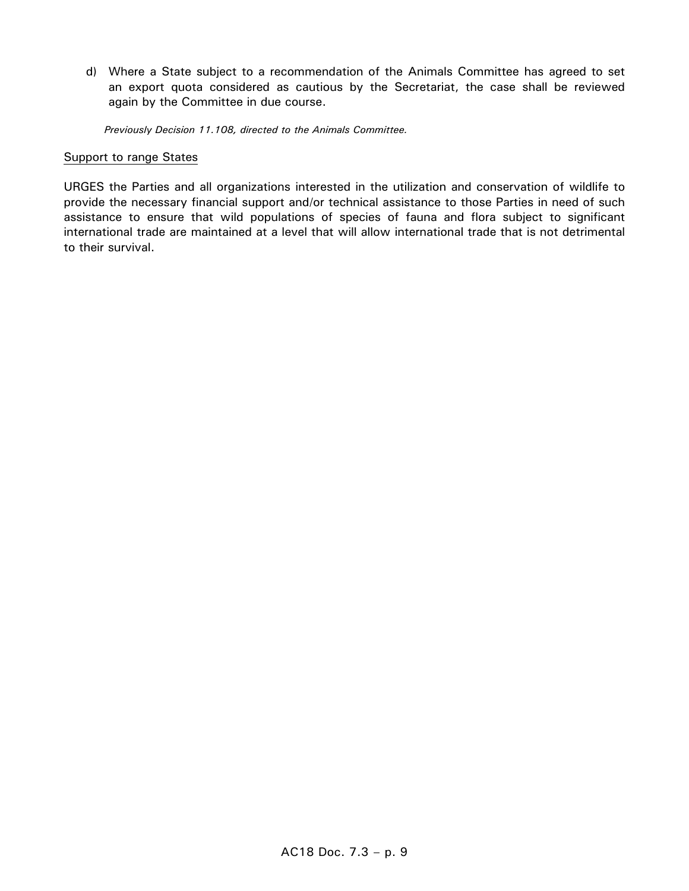d) Where a State subject to a recommendation of the Animals Committee has agreed to set an export quota considered as cautious by the Secretariat, the case shall be reviewed again by the Committee in due course.

*Previously Decision 11.108, directed to the Animals Committee.*

<u>Support to range States</u>

URGES the Parties and all organizations interested in the utilization and conservation of wildlife to provide the necessary financial support and/or technical assistance to those Parties in need of such assistance to ensure that wild populations of species of fauna and flora subject to significant international trade are maintained at a level that will allow international trade that is not detrimental to their survival.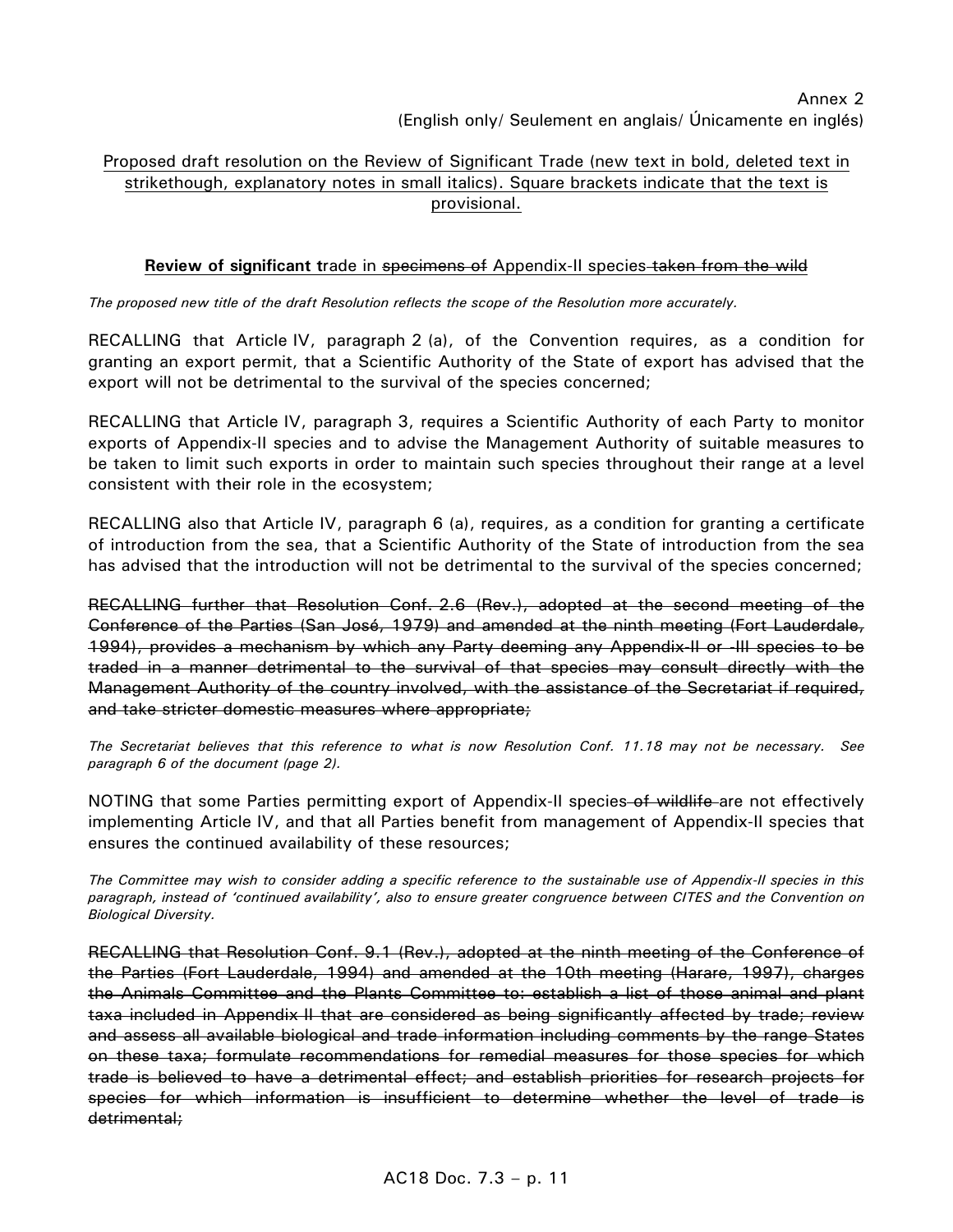Annex 2
(English only/ Seulement en anglais/ Únicamente en inglés)

Proposed draft resolution on the Review of Significant Trade (new text in bold, deleted text in strikethough, explanatory notes in small italics). Square brackets indicate that the text is provisional.

**Review of significant t**rade in ~~specimens of~~ Appendix-II species ~~taken from the wild~~

*The proposed new title of the draft Resolution reflects the scope of the Resolution more accurately.*

RECALLING that Article IV, paragraph 2 (a), of the Convention requires, as a condition for granting an export permit, that a Scientific Authority of the State of export has advised that the export will not be detrimental to the survival of the species concerned;

RECALLING that Article IV, paragraph 3, requires a Scientific Authority of each Party to monitor exports of Appendix-II species and to advise the Management Authority of suitable measures to be taken to limit such exports in order to maintain such species throughout their range at a level consistent with their role in the ecosystem;

RECALLING also that Article IV, paragraph 6 (a), requires, as a condition for granting a certificate of introduction from the sea, that a Scientific Authority of the State of introduction from the sea has advised that the introduction will not be detrimental to the survival of the species concerned;

~~RECALLING further that Resolution Conf. 2.6 (Rev.), adopted at the second meeting of the Conference of the Parties (San José, 1979) and amended at the ninth meeting (Fort Lauderdale, 1994), provides a mechanism by which any Party deeming any Appendix-II or -III species to be traded in a manner detrimental to the survival of that species may consult directly with the Management Authority of the country involved, with the assistance of the Secretariat if required, and take stricter domestic measures where appropriate;~~

*The Secretariat believes that this reference to what is now Resolution Conf. 11.18 may not be necessary. See paragraph 6 of the document (page 2).*

NOTING that some Parties permitting export of Appendix-II species ~~of wildlife~~ are not effectively implementing Article IV, and that all Parties benefit from management of Appendix-II species that ensures the continued availability of these resources;

*The Committee may wish to consider adding a specific reference to the sustainable use of Appendix-II species in this paragraph, instead of 'continued availability', also to ensure greater congruence between CITES and the Convention on Biological Diversity.*

~~RECALLING that Resolution Conf. 9.1 (Rev.), adopted at the ninth meeting of the Conference of the Parties (Fort Lauderdale, 1994) and amended at the 10th meeting (Harare, 1997), charges the Animals Committee and the Plants Committee to: establish a list of those animal and plant taxa included in Appendix II that are considered as being significantly affected by trade; review and assess all available biological and trade information including comments by the range States on these taxa; formulate recommendations for remedial measures for those species for which trade is believed to have a detrimental effect; and establish priorities for research projects for species for which information is insufficient to determine whether the level of trade is detrimental;~~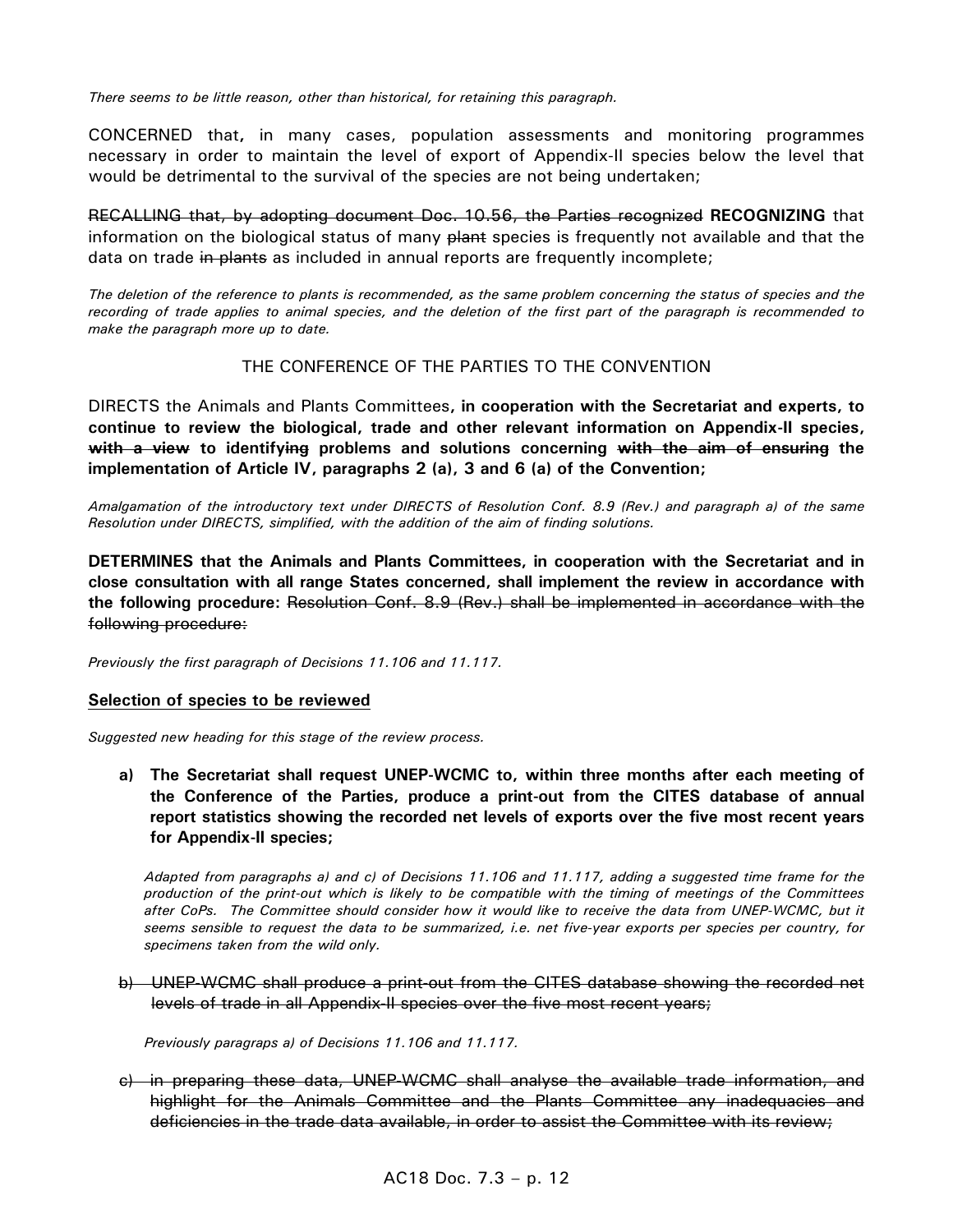*There seems to be little reason, other than historical, for retaining this paragraph.*

CONCERNED that**,** in many cases, population assessments and monitoring programmes necessary in order to maintain the level of export of Appendix-II species below the level that would be detrimental to the survival of the species are not being undertaken;

~~RECALLING that, by adopting document Doc. 10.56, the Parties recognized~~ **RECOGNIZING** that information on the biological status of many ~~plant~~ species is frequently not available and that the data on trade ~~in plants~~ as included in annual reports are frequently incomplete;

*The deletion of the reference to plants is recommended, as the same problem concerning the status of species and the recording of trade applies to animal species, and the deletion of the first part of the paragraph is recommended to make the paragraph more up to date.*

THE CONFERENCE OF THE PARTIES TO THE CONVENTION

DIRECTS the Animals and Plants Committees**, in cooperation with the Secretariat and experts, to continue to review the biological, trade and other relevant information on Appendix-II species, ~~with a view~~ to identify~~ing~~ problems and solutions concerning ~~with the aim of ensuring~~ the implementation of Article IV, paragraphs 2 (a), 3 and 6 (a) of the Convention;**

*Amalgamation of the introductory text under DIRECTS of Resolution Conf. 8.9 (Rev.) and paragraph a) of the same Resolution under DIRECTS, simplified, with the addition of the aim of finding solutions.*

**DETERMINES that the Animals and Plants Committees, in cooperation with the Secretariat and in close consultation with all range States concerned, shall implement the review in accordance with the following procedure:** ~~Resolution Conf. 8.9 (Rev.) shall be implemented in accordance with the following procedure:~~

*Previously the first paragraph of Decisions 11.106 and 11.117.*

**Selection of species to be reviewed**

*Suggested new heading for this stage of the review process.*

**a) The Secretariat shall request UNEP-WCMC to, within three months after each meeting of the Conference of the Parties, produce a print-out from the CITES database of annual report statistics showing the recorded net levels of exports over the five most recent years for Appendix-II species;**

*Adapted from paragraphs a) and c) of Decisions 11.106 and 11.117, adding a suggested time frame for the production of the print-out which is likely to be compatible with the timing of meetings of the Committees after CoPs. The Committee should consider how it would like to receive the data from UNEP-WCMC, but it seems sensible to request the data to be summarized, i.e. net five-year exports per species per country, for specimens taken from the wild only.*

~~b) UNEP-WCMC shall produce a print-out from the CITES database showing the recorded net levels of trade in all Appendix-II species over the five most recent years;~~

*Previously paragraps a) of Decisions 11.106 and 11.117.*

~~c) in preparing these data, UNEP-WCMC shall analyse the available trade information, and highlight for the Animals Committee and the Plants Committee any inadequacies and deficiencies in the trade data available, in order to assist the Committee with its review;~~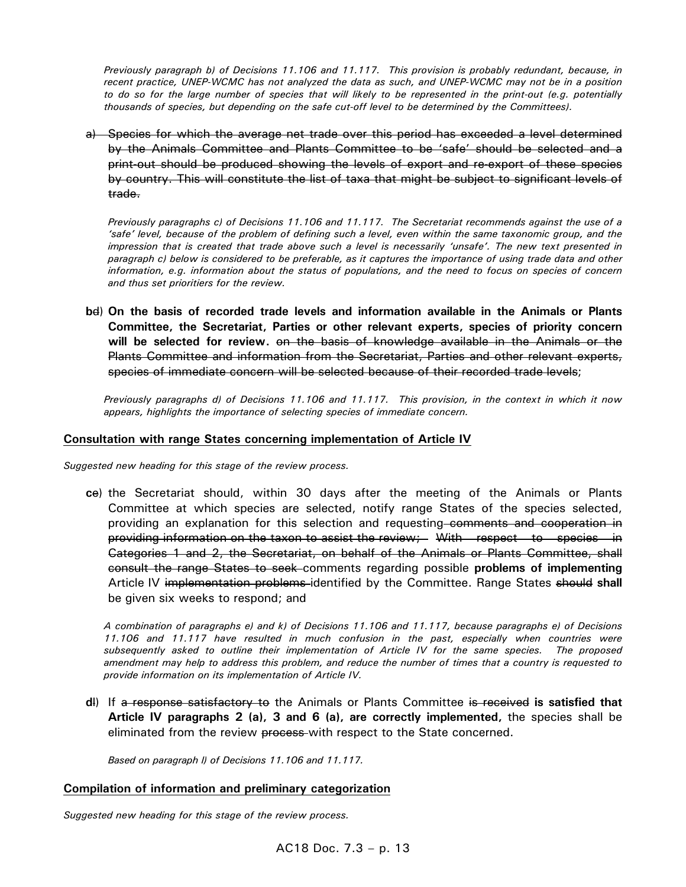*Previously paragraph b) of Decisions 11.106 and 11.117. This provision is probably redundant, because, in recent practice, UNEP-WCMC has not analyzed the data as such, and UNEP-WCMC may not be in a position to do so for the large number of species that will likely to be represented in the print-out (e.g. potentially thousands of species, but depending on the safe cut-off level to be determined by the Committees).*

a) ~~Species for which the average net trade over this period has exceeded a level determined by the Animals Committee and Plants Committee to be 'safe' should be selected and a print-out should be produced showing the levels of export and re-export of these species by country. This will constitute the list of taxa that might be subject to significant levels of trade.~~

*Previously paragraphs c) of Decisions 11.106 and 11.117. The Secretariat recommends against the use of a 'safe' level, because of the problem of defining such a level, even within the same taxonomic group, and the impression that is created that trade above such a level is necessarily 'unsafe'. The new text presented in paragraph c) below is considered to be preferable, as it captures the importance of using trade data and other information, e.g. information about the status of populations, and the need to focus on species of concern and thus set prioritiers for the review.*

**b**~~d~~) **On the basis of recorded trade levels and information available in the Animals or Plants Committee, the Secretariat, Parties or other relevant experts, species of priority concern will be selected for review.** ~~on the basis of knowledge available in the Animals or the Plants Committee and information from the Secretariat, Parties and other relevant experts, species of immediate concern will be selected because of their recorded trade levels~~;

*Previously paragraphs d) of Decisions 11.106 and 11.117. This provision, in the context in which it now appears, highlights the importance of selecting species of immediate concern.*

## Consultation with range States concerning implementation of Article IV

*Suggested new heading for this stage of the review process.*

**c**~~e~~) the Secretariat should, within 30 days after the meeting of the Animals or Plants Committee at which species are selected, notify range States of the species selected, providing an explanation for this selection and requesting ~~comments and cooperation in providing information on the taxon to assist the review; With respect to species in Categories 1 and 2, the Secretariat, on behalf of the Animals or Plants Committee, shall consult the range States to seek~~ comments regarding possible **problems of implementing** Article IV ~~implementation problems~~ identified by the Committee. Range States ~~should~~ **shall** be given six weeks to respond; and

*A combination of paragraphs e) and k) of Decisions 11.106 and 11.117, because paragraphs e) of Decisions 11.106 and 11.117 have resulted in much confusion in the past, especially when countries were subsequently asked to outline their implementation of Article IV for the same species. The proposed amendment may help to address this problem, and reduce the number of times that a country is requested to provide information on its implementation of Article IV.*

**d**~~l~~) If ~~a response satisfactory to~~ the Animals or Plants Committee ~~is received~~ **is satisfied that Article IV paragraphs 2 (a), 3 and 6 (a), are correctly implemented,** the species shall be eliminated from the review ~~process~~ with respect to the State concerned.

*Based on paragraph l) of Decisions 11.106 and 11.117.*

## Compilation of information and preliminary categorization

*Suggested new heading for this stage of the review process.*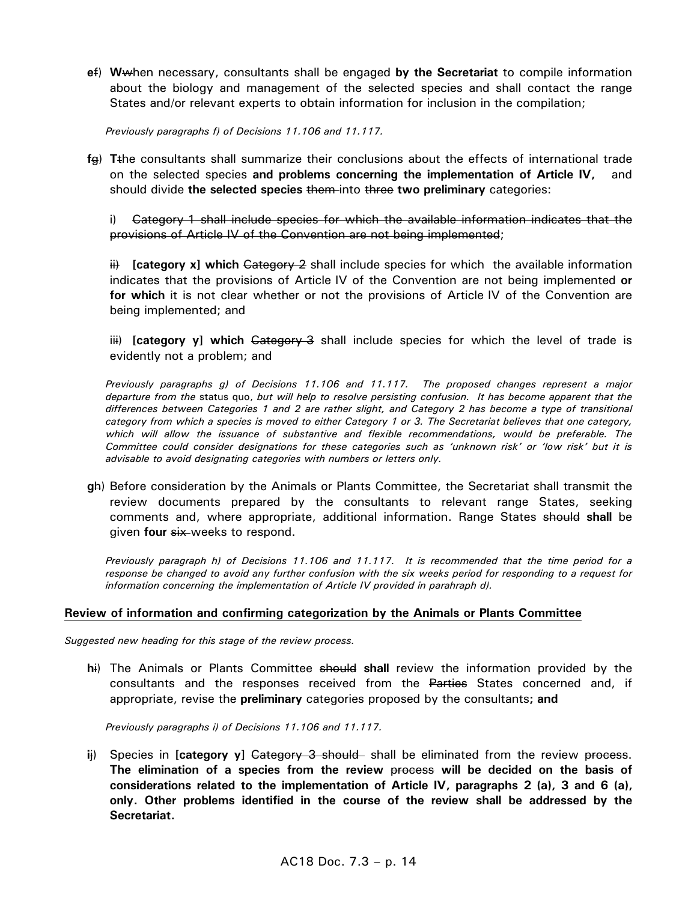~~e~~f) **W**~~w~~hen necessary, consultants shall be engaged **by the Secretariat** to compile information about the biology and management of the selected species and shall contact the range States and/or relevant experts to obtain information for inclusion in the compilation;

*Previously paragraphs f) of Decisions 11.106 and 11.117.*

**f**~~g~~) **T**~~t~~he consultants shall summarize their conclusions about the effects of international trade on the selected species **and problems concerning the implementation of Article IV,** and should divide **the selected species** ~~them~~ into ~~three~~ **two preliminary** categories:

i) ~~Category 1 shall include species for which the available information indicates that the provisions of Article IV of the Convention are not being implemented~~;

~~ii)~~ **[category x] which** ~~Category 2~~ shall include species for which the available information indicates that the provisions of Article IV of the Convention are not being implemented **or for which** it is not clear whether or not the provisions of Article IV of the Convention are being implemented; and

i~~ii~~) **[category y] which** ~~Category 3~~ shall include species for which the level of trade is evidently not a problem; and

*Previously paragraphs g) of Decisions 11.106 and 11.117. The proposed changes represent a major departure from the* status quo*, but will help to resolve persisting confusion. It has become apparent that the differences between Categories 1 and 2 are rather slight, and Category 2 has become a type of transitional category from which a species is moved to either Category 1 or 3. The Secretariat believes that one category, which will allow the issuance of substantive and flexible recommendations, would be preferable. The Committee could consider designations for these categories such as 'unknown risk' or 'low risk' but it is advisable to avoid designating categories with numbers or letters only.*

**g**~~h~~) Before consideration by the Animals or Plants Committee, the Secretariat shall transmit the review documents prepared by the consultants to relevant range States, seeking comments and, where appropriate, additional information. Range States ~~should~~ **shall** be given **four** ~~six~~ weeks to respond.

*Previously paragraph h) of Decisions 11.106 and 11.117. It is recommended that the time period for a response be changed to avoid any further confusion with the six weeks period for responding to a request for information concerning the implementation of Article IV provided in parahraph d).*

**Review of information and confirming categorization by the Animals or Plants Committee**

*Suggested new heading for this stage of the review process.*

**h**~~i~~) The Animals or Plants Committee ~~should~~ **shall** review the information provided by the consultants and the responses received from the ~~Parties~~ States concerned and, if appropriate, revise the **preliminary** categories proposed by the consultants**; and**

*Previously paragraphs i) of Decisions 11.106 and 11.117.*

**i**~~j~~) Species in **[category y]** ~~Category 3 should~~ shall be eliminated from the review ~~process~~. **The elimination of a species from the review** ~~process~~ **will be decided on the basis of considerations related to the implementation of Article IV, paragraphs 2 (a), 3 and 6 (a), only. Other problems identified in the course of the review shall be addressed by the Secretariat.**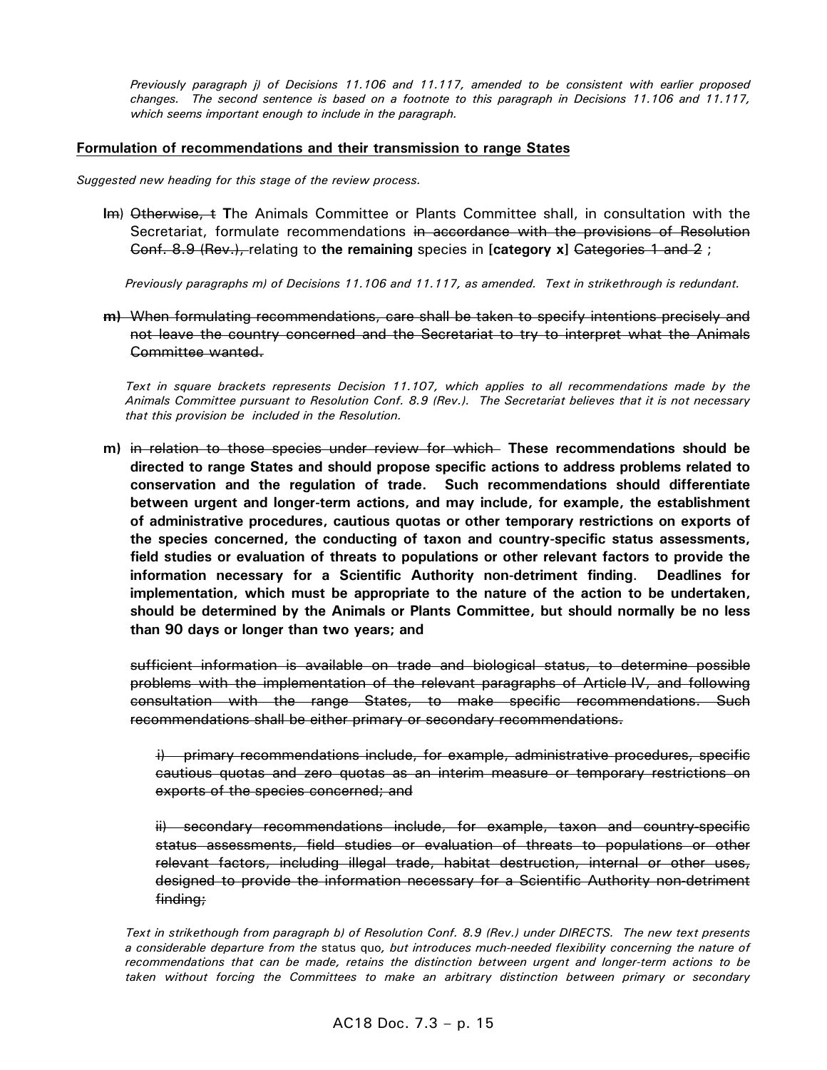*Previously paragraph j) of Decisions 11.106 and 11.117, amended to be consistent with earlier proposed changes. The second sentence is based on a footnote to this paragraph in Decisions 11.106 and 11.117, which seems important enough to include in the paragraph.*

## Formulation of recommendations and their transmission to range States

*Suggested new heading for this stage of the review process.*

**l**~~m~~) ~~Otherwise, t~~ **T**he Animals Committee or Plants Committee shall, in consultation with the Secretariat, formulate recommendations ~~in accordance with the provisions of Resolution Conf. 8.9 (Rev.),~~ relating to **the remaining** species in **[category x]** ~~Categories 1 and 2~~ ;

*Previously paragraphs m) of Decisions 11.106 and 11.117, as amended. Text in strikethrough is redundant.*

~~**m)** When formulating recommendations, care shall be taken to specify intentions precisely and not leave the country concerned and the Secretariat to try to interpret what the Animals Committee wanted.~~

*Text in square brackets represents Decision 11.107, which applies to all recommendations made by the Animals Committee pursuant to Resolution Conf. 8.9 (Rev.). The Secretariat believes that it is not necessary that this provision be included in the Resolution.*

**m)** ~~in relation to those species under review for which~~ **These recommendations should be directed to range States and should propose specific actions to address problems related to conservation and the regulation of trade. Such recommendations should differentiate between urgent and longer-term actions, and may include, for example, the establishment of administrative procedures, cautious quotas or other temporary restrictions on exports of the species concerned, the conducting of taxon and country-specific status assessments, field studies or evaluation of threats to populations or other relevant factors to provide the information necessary for a Scientific Authority non-detriment finding. Deadlines for implementation, which must be appropriate to the nature of the action to be undertaken, should be determined by the Animals or Plants Committee, but should normally be no less than 90 days or longer than two years; and**

~~sufficient information is available on trade and biological status, to determine possible problems with the implementation of the relevant paragraphs of Article IV, and following consultation with the range States, to make specific recommendations. Such recommendations shall be either primary or secondary recommendations.~~

~~i) primary recommendations include, for example, administrative procedures, specific cautious quotas and zero quotas as an interim measure or temporary restrictions on exports of the species concerned; and~~

~~ii) secondary recommendations include, for example, taxon and country-specific status assessments, field studies or evaluation of threats to populations or other relevant factors, including illegal trade, habitat destruction, internal or other uses, designed to provide the information necessary for a Scientific Authority non-detriment finding;~~

*Text in strikethough from paragraph b) of Resolution Conf. 8.9 (Rev.) under DIRECTS. The new text presents a considerable departure from the* status quo*, but introduces much-needed flexibility concerning the nature of recommendations that can be made, retains the distinction between urgent and longer-term actions to be taken without forcing the Committees to make an arbitrary distinction between primary or secondary*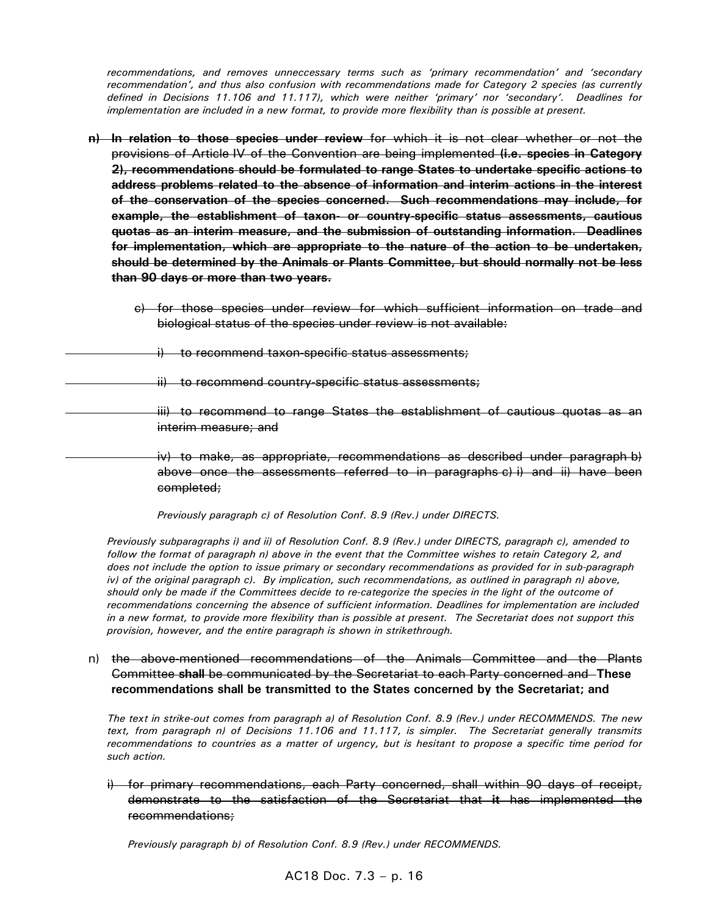*recommendations, and removes unneccessary terms such as 'primary recommendation' and 'secondary recommendation', and thus also confusion with recommendations made for Category 2 species (as currently defined in Decisions 11.106 and 11.117), which were neither 'primary' nor 'secondary'. Deadlines for implementation are included in a new format, to provide more flexibility than is possible at present.*

~~**n) In relation to those species under review** for which it is not clear whether or not the provisions of Article IV of the Convention are being implemented **(i.e. species in Category 2), recommendations should be formulated to range States to undertake specific actions to address problems related to the absence of information and interim actions in the interest of the conservation of the species concerned. Such recommendations may include, for example, the establishment of taxon- or country-specific status assessments, cautious quotas as an interim measure, and the submission of outstanding information. Deadlines for implementation, which are appropriate to the nature of the action to be undertaken, should be determined by the Animals or Plants Committee, but should normally not be less than 90 days or more than two years.**~~

~~c) for those species under review for which sufficient information on trade and biological status of the species under review is not available:~~

~~i) to recommend taxon-specific status assessments;~~

~~ii) to recommend country-specific status assessments;~~

~~iii) to recommend to range States the establishment of cautious quotas as an interim measure; and~~

~~iv) to make, as appropriate, recommendations as described under paragraph b) above once the assessments referred to in paragraphs c) i) and ii) have been completed;~~

*Previously paragraph c) of Resolution Conf. 8.9 (Rev.) under DIRECTS.*

*Previously subparagraphs i) and ii) of Resolution Conf. 8.9 (Rev.) under DIRECTS, paragraph c), amended to follow the format of paragraph n) above in the event that the Committee wishes to retain Category 2, and does not include the option to issue primary or secondary recommendations as provided for in sub-paragraph iv) of the original paragraph c). By implication, such recommendations, as outlined in paragraph n) above, should only be made if the Committees decide to re-categorize the species in the light of the outcome of recommendations concerning the absence of sufficient information. Deadlines for implementation are included in a new format, to provide more flexibility than is possible at present. The Secretariat does not support this provision, however, and the entire paragraph is shown in strikethrough.*

n) ~~the above-mentioned recommendations of the Animals Committee and the Plants Committee~~ ~~**shall**~~ ~~be communicated by the Secretariat to each Party concerned and~~ **These recommendations shall be transmitted to the States concerned by the Secretariat; and**

*The text in strike-out comes from paragraph a) of Resolution Conf. 8.9 (Rev.) under RECOMMENDS. The new text, from paragraph n) of Decisions 11.106 and 11.117, is simpler. The Secretariat generally transmits recommendations to countries as a matter of urgency, but is hesitant to propose a specific time period for such action.*

~~i) for primary recommendations, each Party concerned, shall within 90 days of receipt, demonstrate to the satisfaction of the Secretariat that~~ ~~**it**~~ ~~has implemented the recommendations;~~

*Previously paragraph b) of Resolution Conf. 8.9 (Rev.) under RECOMMENDS.*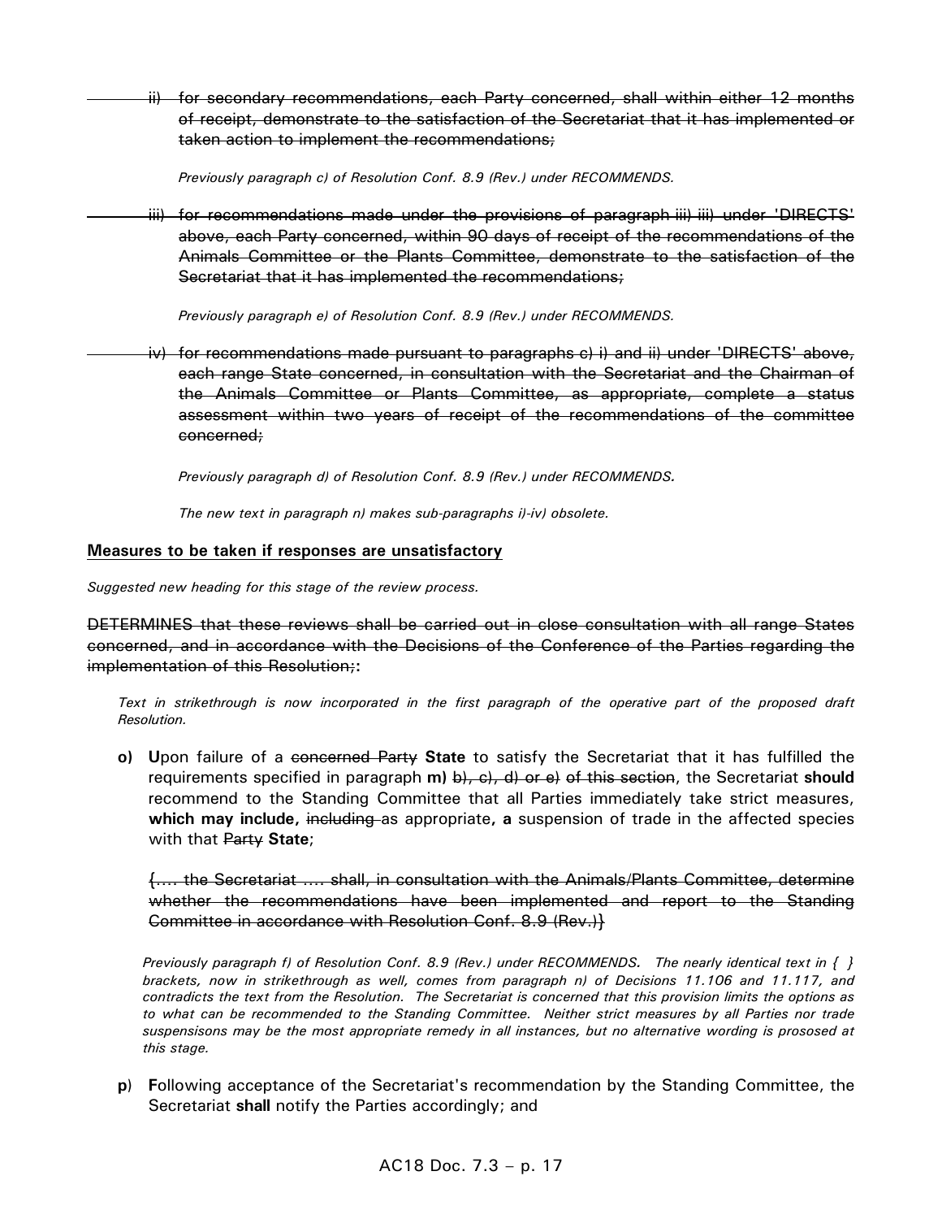~~ii) for secondary recommendations, each Party concerned, shall within either 12 months of receipt, demonstrate to the satisfaction of the Secretariat that it has implemented or taken action to implement the recommendations;~~

*Previously paragraph c) of Resolution Conf. 8.9 (Rev.) under RECOMMENDS.*

~~iii) for recommendations made under the provisions of paragraph iii) iii) under 'DIRECTS' above, each Party concerned, within 90 days of receipt of the recommendations of the Animals Committee or the Plants Committee, demonstrate to the satisfaction of the Secretariat that it has implemented the recommendations;~~

*Previously paragraph e) of Resolution Conf. 8.9 (Rev.) under RECOMMENDS.*

~~iv) for recommendations made pursuant to paragraphs c) i) and ii) under 'DIRECTS' above, each range State concerned, in consultation with the Secretariat and the Chairman of the Animals Committee or Plants Committee, as appropriate, complete a status assessment within two years of receipt of the recommendations of the committee concerned;~~

*Previously paragraph d) of Resolution Conf. 8.9 (Rev.) under RECOMMENDS.*

*The new text in paragraph n) makes sub-paragraphs i)-iv) obsolete.*

**Measures to be taken if responses are unsatisfactory**

*Suggested new heading for this stage of the review process.*

~~DETERMINES that these reviews shall be carried out in close consultation with all range States concerned, and in accordance with the Decisions of the Conference of the Parties regarding the implementation of this Resolution;~~**:**

*Text in strikethrough is now incorporated in the first paragraph of the operative part of the proposed draft Resolution.*

**o)** **U**pon failure of a ~~concerned Party~~ **State** to satisfy the Secretariat that it has fulfilled the requirements specified in paragraph **m)** ~~b), c), d) or e)~~ ~~of this section~~, the Secretariat **should** recommend to the Standing Committee that all Parties immediately take strict measures, **which may include,** ~~including~~ as appropriate**, a** suspension of trade in the affected species with that ~~Party~~ **State**;

~~{.... the Secretariat .... shall, in consultation with the Animals/Plants Committee, determine whether the recommendations have been implemented and report to the Standing Committee in accordance with Resolution Conf. 8.9 (Rev.)}~~

*Previously paragraph f) of Resolution Conf. 8.9 (Rev.) under RECOMMENDS. The nearly identical text in { } brackets, now in strikethrough as well, comes from paragraph n) of Decisions 11.106 and 11.117, and contradicts the text from the Resolution. The Secretariat is concerned that this provision limits the options as to what can be recommended to the Standing Committee. Neither strict measures by all Parties nor trade suspensisons may be the most appropriate remedy in all instances, but no alternative wording is prososed at this stage.*

**p)** **F**ollowing acceptance of the Secretariat's recommendation by the Standing Committee, the Secretariat **shall** notify the Parties accordingly; and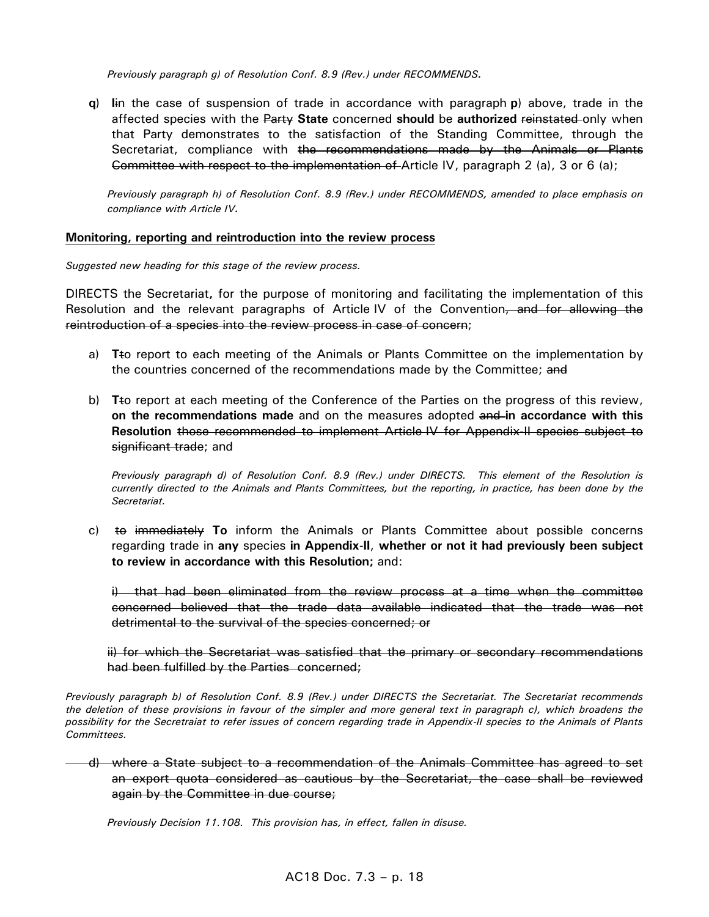*Previously paragraph g) of Resolution Conf. 8.9 (Rev.) under RECOMMENDS.*

**q**) **I**in the case of suspension of trade in accordance with paragraph **p**) above, trade in the affected species with the ~~Party~~ **State** concerned **should** be **authorized** ~~reinstated~~ only when that Party demonstrates to the satisfaction of the Standing Committee, through the Secretariat, compliance with ~~the recommendations made by the Animals or Plants Committee with respect to the implementation of~~ Article IV, paragraph 2 (a), 3 or 6 (a);

*Previously paragraph h) of Resolution Conf. 8.9 (Rev.) under RECOMMENDS, amended to place emphasis on compliance with Article IV.*

**Monitoring, reporting and reintroduction into the review process**

*Suggested new heading for this stage of the review process.*

DIRECTS the Secretariat**,** for the purpose of monitoring and facilitating the implementation of this Resolution and the relevant paragraphs of Article IV of the Convention~~, and for allowing the reintroduction of a species into the review process in case of concern~~;

a) **T**~~t~~o report to each meeting of the Animals or Plants Committee on the implementation by the countries concerned of the recommendations made by the Committee; ~~and~~

b) **T**~~t~~o report at each meeting of the Conference of the Parties on the progress of this review, **on the recommendations made** and on the measures adopted ~~and~~ **in accordance with this Resolution** ~~those recommended to implement Article IV for Appendix-II species subject to significant trade~~; and

*Previously paragraph d) of Resolution Conf. 8.9 (Rev.) under DIRECTS. This element of the Resolution is currently directed to the Animals and Plants Committees, but the reporting, in practice, has been done by the Secretariat.*

c) ~~to immediately~~ **To** inform the Animals or Plants Committee about possible concerns regarding trade in **any** species **in Appendix-II**, **whether or not it had previously been subject to review in accordance with this Resolution;** and:

~~i) that had been eliminated from the review process at a time when the committee concerned believed that the trade data available indicated that the trade was not detrimental to the survival of the species concerned; or~~

~~ii) for which the Secretariat was satisfied that the primary or secondary recommendations had been fulfilled by the Parties concerned;~~

*Previously paragraph b) of Resolution Conf. 8.9 (Rev.) under DIRECTS the Secretariat. The Secretariat recommends the deletion of these provisions in favour of the simpler and more general text in paragraph c), which broadens the possibility for the Secretraiat to refer issues of concern regarding trade in Appendix-II species to the Animals of Plants Committees.*

~~d) where a State subject to a recommendation of the Animals Committee has agreed to set an export quota considered as cautious by the Secretariat, the case shall be reviewed again by the Committee in due course;~~

*Previously Decision 11.108. This provision has, in effect, fallen in disuse.*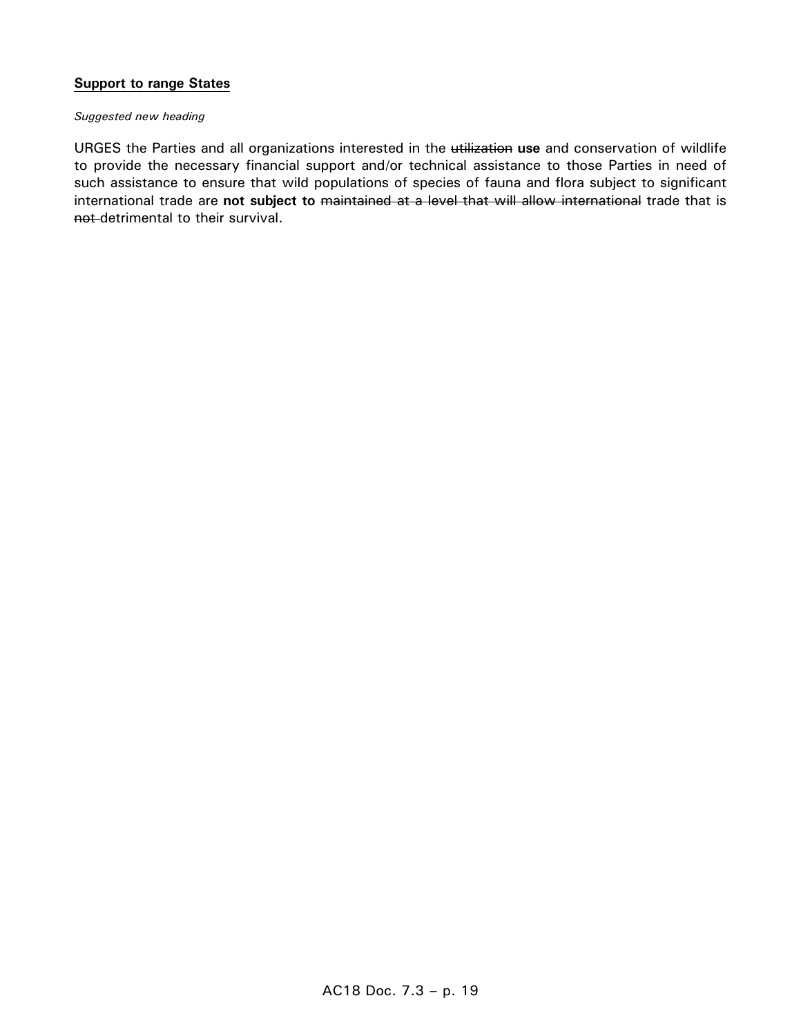**<u>Support to range States</u>**

*Suggested new heading*

URGES the Parties and all organizations interested in the ~~utilization~~ **use** and conservation of wildlife to provide the necessary financial support and/or technical assistance to those Parties in need of such assistance to ensure that wild populations of species of fauna and flora subject to significant international trade are **not subject to** ~~maintained at a level that will allow international~~ trade that is ~~not~~ detrimental to their survival.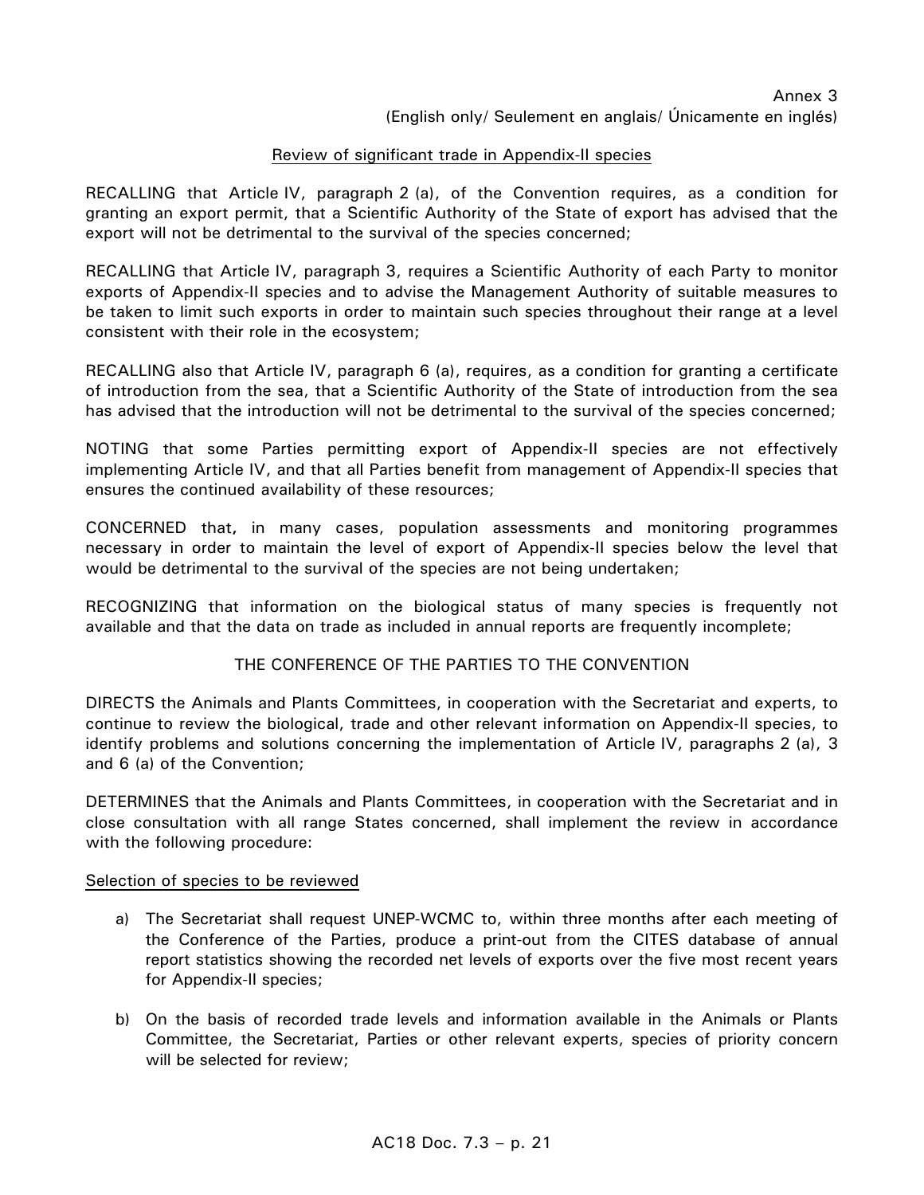Annex 3
(English only/ Seulement en anglais/ Únicamente en inglés)

## Review of significant trade in Appendix-II species

RECALLING that Article IV, paragraph 2 (a), of the Convention requires, as a condition for granting an export permit, that a Scientific Authority of the State of export has advised that the export will not be detrimental to the survival of the species concerned;

RECALLING that Article IV, paragraph 3, requires a Scientific Authority of each Party to monitor exports of Appendix-II species and to advise the Management Authority of suitable measures to be taken to limit such exports in order to maintain such species throughout their range at a level consistent with their role in the ecosystem;

RECALLING also that Article IV, paragraph 6 (a), requires, as a condition for granting a certificate of introduction from the sea, that a Scientific Authority of the State of introduction from the sea has advised that the introduction will not be detrimental to the survival of the species concerned;

NOTING that some Parties permitting export of Appendix-II species are not effectively implementing Article IV, and that all Parties benefit from management of Appendix-II species that ensures the continued availability of these resources;

CONCERNED that, in many cases, population assessments and monitoring programmes necessary in order to maintain the level of export of Appendix-II species below the level that would be detrimental to the survival of the species are not being undertaken;

RECOGNIZING that information on the biological status of many species is frequently not available and that the data on trade as included in annual reports are frequently incomplete;

THE CONFERENCE OF THE PARTIES TO THE CONVENTION

DIRECTS the Animals and Plants Committees, in cooperation with the Secretariat and experts, to continue to review the biological, trade and other relevant information on Appendix-II species, to identify problems and solutions concerning the implementation of Article IV, paragraphs 2 (a), 3 and 6 (a) of the Convention;

DETERMINES that the Animals and Plants Committees, in cooperation with the Secretariat and in close consultation with all range States concerned, shall implement the review in accordance with the following procedure:

### Selection of species to be reviewed

a) The Secretariat shall request UNEP-WCMC to, within three months after each meeting of the Conference of the Parties, produce a print-out from the CITES database of annual report statistics showing the recorded net levels of exports over the five most recent years for Appendix-II species;

b) On the basis of recorded trade levels and information available in the Animals or Plants Committee, the Secretariat, Parties or other relevant experts, species of priority concern will be selected for review;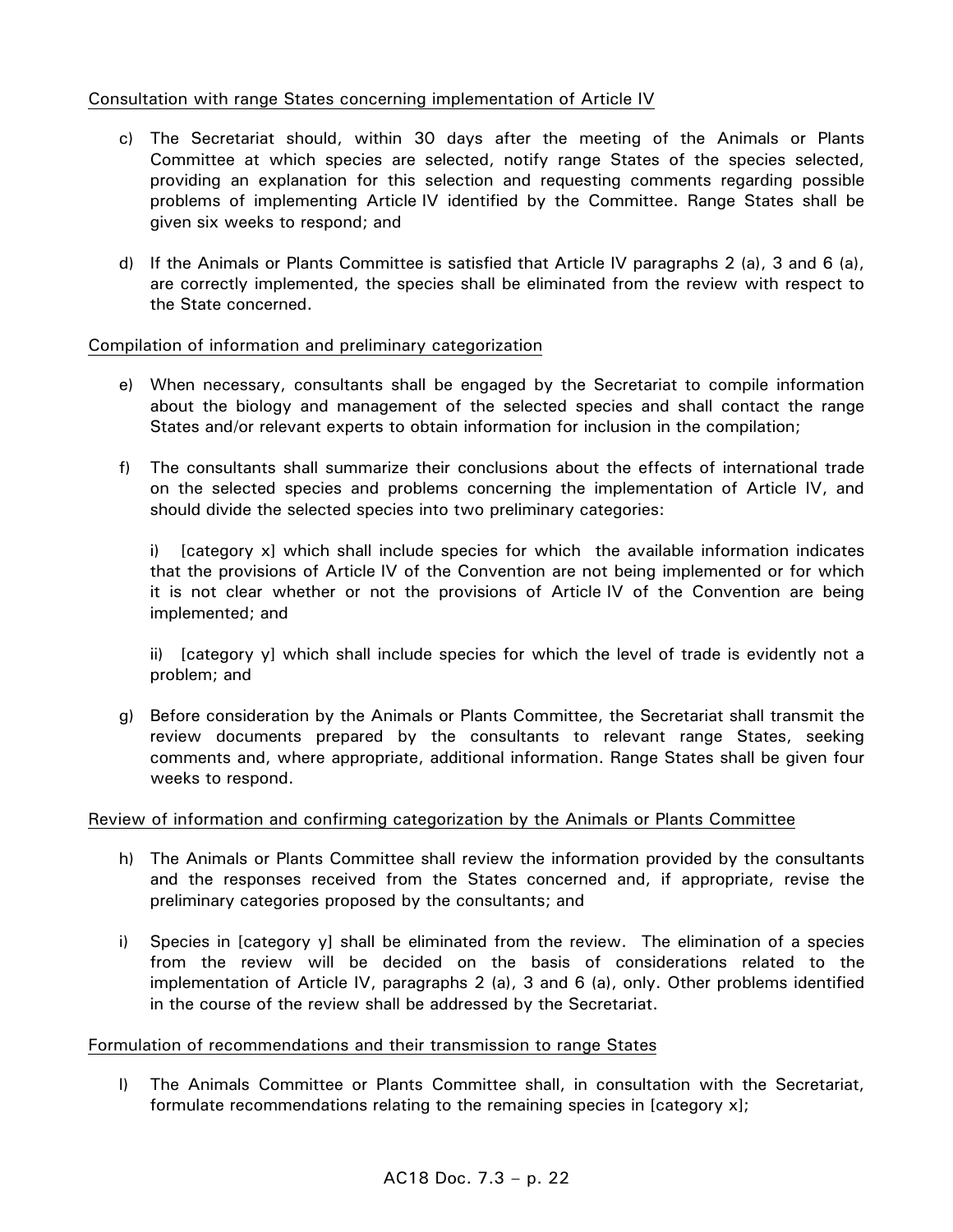Consultation with range States concerning implementation of Article IV

c) The Secretariat should, within 30 days after the meeting of the Animals or Plants Committee at which species are selected, notify range States of the species selected, providing an explanation for this selection and requesting comments regarding possible problems of implementing Article IV identified by the Committee. Range States shall be given six weeks to respond; and

d) If the Animals or Plants Committee is satisfied that Article IV paragraphs 2 (a), 3 and 6 (a), are correctly implemented, the species shall be eliminated from the review with respect to the State concerned.

Compilation of information and preliminary categorization

e) When necessary, consultants shall be engaged by the Secretariat to compile information about the biology and management of the selected species and shall contact the range States and/or relevant experts to obtain information for inclusion in the compilation;

f) The consultants shall summarize their conclusions about the effects of international trade on the selected species and problems concerning the implementation of Article IV, and should divide the selected species into two preliminary categories:

i) [category x] which shall include species for which the available information indicates that the provisions of Article IV of the Convention are not being implemented or for which it is not clear whether or not the provisions of Article IV of the Convention are being implemented; and

ii) [category y] which shall include species for which the level of trade is evidently not a problem; and

g) Before consideration by the Animals or Plants Committee, the Secretariat shall transmit the review documents prepared by the consultants to relevant range States, seeking comments and, where appropriate, additional information. Range States shall be given four weeks to respond.

Review of information and confirming categorization by the Animals or Plants Committee

h) The Animals or Plants Committee shall review the information provided by the consultants and the responses received from the States concerned and, if appropriate, revise the preliminary categories proposed by the consultants; and

i) Species in [category y] shall be eliminated from the review. The elimination of a species from the review will be decided on the basis of considerations related to the implementation of Article IV, paragraphs 2 (a), 3 and 6 (a), only. Other problems identified in the course of the review shall be addressed by the Secretariat.

Formulation of recommendations and their transmission to range States

l) The Animals Committee or Plants Committee shall, in consultation with the Secretariat, formulate recommendations relating to the remaining species in [category x];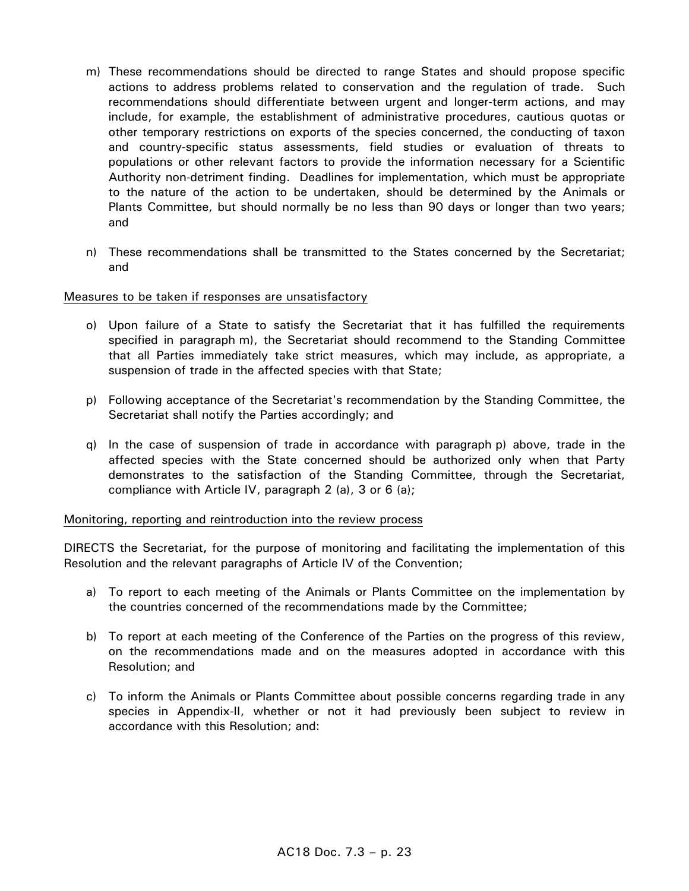m) These recommendations should be directed to range States and should propose specific actions to address problems related to conservation and the regulation of trade. Such recommendations should differentiate between urgent and longer-term actions, and may include, for example, the establishment of administrative procedures, cautious quotas or other temporary restrictions on exports of the species concerned, the conducting of taxon and country-specific status assessments, field studies or evaluation of threats to populations or other relevant factors to provide the information necessary for a Scientific Authority non-detriment finding. Deadlines for implementation, which must be appropriate to the nature of the action to be undertaken, should be determined by the Animals or Plants Committee, but should normally be no less than 90 days or longer than two years; and

n) These recommendations shall be transmitted to the States concerned by the Secretariat; and

<u>Measures to be taken if responses are unsatisfactory</u>

o) Upon failure of a State to satisfy the Secretariat that it has fulfilled the requirements specified in paragraph m), the Secretariat should recommend to the Standing Committee that all Parties immediately take strict measures, which may include, as appropriate, a suspension of trade in the affected species with that State;

p) Following acceptance of the Secretariat's recommendation by the Standing Committee, the Secretariat shall notify the Parties accordingly; and

q) In the case of suspension of trade in accordance with paragraph p) above, trade in the affected species with the State concerned should be authorized only when that Party demonstrates to the satisfaction of the Standing Committee, through the Secretariat, compliance with Article IV, paragraph 2 (a), 3 or 6 (a);

<u>Monitoring, reporting and reintroduction into the review process</u>

DIRECTS the Secretariat, for the purpose of monitoring and facilitating the implementation of this Resolution and the relevant paragraphs of Article IV of the Convention;

a) To report to each meeting of the Animals or Plants Committee on the implementation by the countries concerned of the recommendations made by the Committee;

b) To report at each meeting of the Conference of the Parties on the progress of this review, on the recommendations made and on the measures adopted in accordance with this Resolution; and

c) To inform the Animals or Plants Committee about possible concerns regarding trade in any species in Appendix-II, whether or not it had previously been subject to review in accordance with this Resolution; and: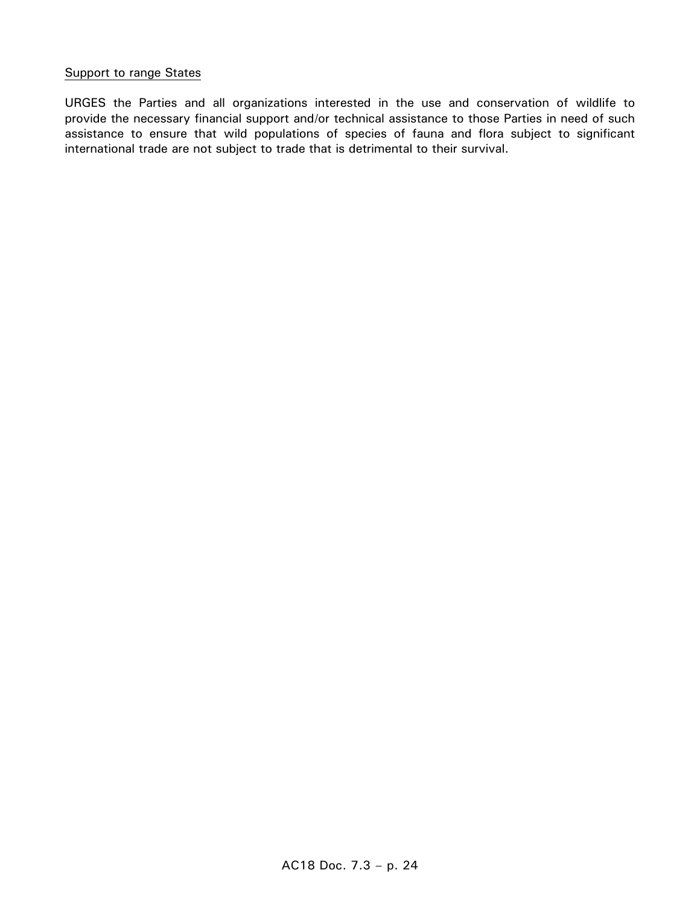<u>Support to range States</u>

URGES the Parties and all organizations interested in the use and conservation of wildlife to provide the necessary financial support and/or technical assistance to those Parties in need of such assistance to ensure that wild populations of species of fauna and flora subject to significant international trade are not subject to trade that is detrimental to their survival.